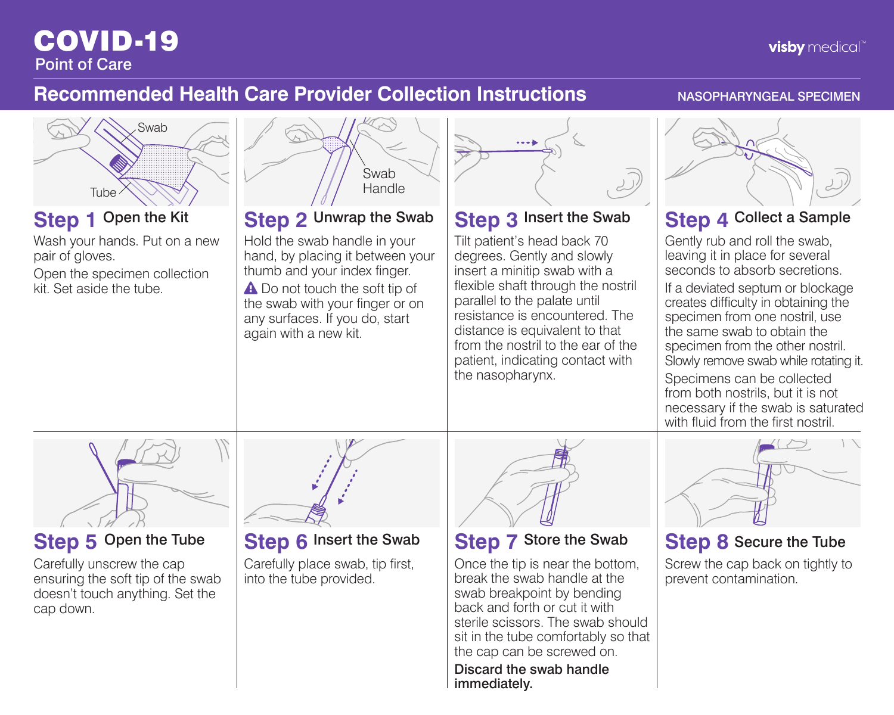# COVID-19

Point of Care

visby medical™

## Recommended Health Care Provider Collection Instructions

NASOPHARYNGEAL SPECIMEN

Swab

Tube

### Step 1 Open the Kit

Wash your hands. Put on a new pair of gloves.

Open the specimen collection kit. Set aside the tube.

Swab Handle

### Step 2 Unwrap the Swab

Hold the swab handle in your hand, by placing it between your thumb and your index finger.

⚠ Do not touch the soft tip of the swab with your finger or on any surfaces. If you do, start again with a new kit.

### Step 3 Insert the Swab

Tilt patient's head back 70 degrees. Gently and slowly insert a minitip swab with a flexible shaft through the nostril parallel to the palate until resistance is encountered. The distance is equivalent to that from the nostril to the ear of the patient, indicating contact with the nasopharynx.

### Step 4 Collect a Sample

Gently rub and roll the swab, leaving it in place for several seconds to absorb secretions.

If a deviated septum or blockage creates difficulty in obtaining the specimen from one nostril, use the same swab to obtain the specimen from the other nostril. Slowly remove swab while rotating it.

Specimens can be collected from both nostrils, but it is not necessary if the swab is saturated with fluid from the first nostril.

### Step 5 Open the Tube

Carefully unscrew the cap ensuring the soft tip of the swab doesn't touch anything. Set the cap down.

### Step 6 Insert the Swab

Carefully place swab, tip first, into the tube provided.

### Step 7 Store the Swab

Once the tip is near the bottom, break the swab handle at the swab breakpoint by bending back and forth or cut it with sterile scissors. The swab should sit in the tube comfortably so that the cap can be screwed on.

**Discard the swab handle immediately.**

### Step 8 Secure the Tube

Screw the cap back on tightly to prevent contamination.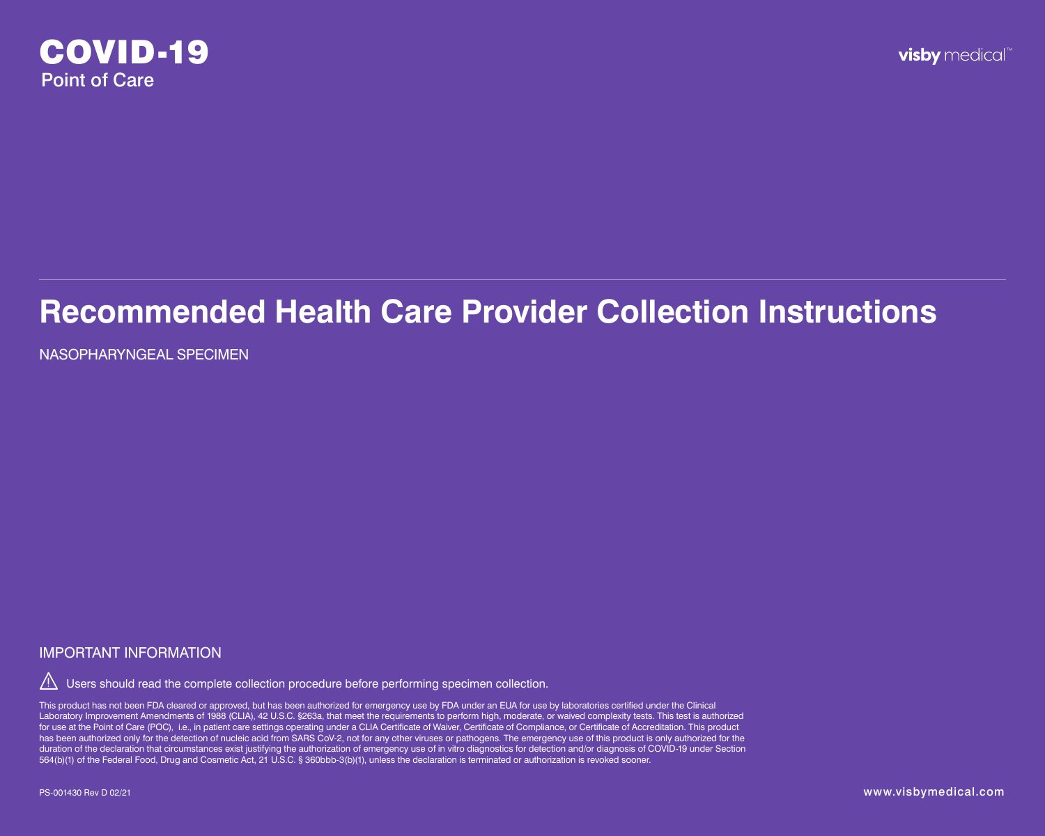# COVID-19

Point of Care

visby medical™

# Recommended Health Care Provider Collection Instructions

NASOPHARYNGEAL SPECIMEN

## IMPORTANT INFORMATION

⚠ Users should read the complete collection procedure before performing specimen collection.

This product has not been FDA cleared or approved, but has been authorized for emergency use by FDA under an EUA for use by laboratories certified under the Clinical Laboratory Improvement Amendments of 1988 (CLIA), 42 U.S.C. §263a, that meet the requirements to perform high, moderate, or waived complexity tests. This test is authorized for use at the Point of Care (POC), i.e., in patient care settings operating under a CLIA Certificate of Waiver, Certificate of Compliance, or Certificate of Accreditation. This product has been authorized only for the detection of nucleic acid from SARS CoV-2, not for any other viruses or pathogens. The emergency use of this product is only authorized for the duration of the declaration that circumstances exist justifying the authorization of emergency use of in vitro diagnostics for detection and/or diagnosis of COVID-19 under Section 564(b)(1) of the Federal Food, Drug and Cosmetic Act, 21 U.S.C. § 360bbb-3(b)(1), unless the declaration is terminated or authorization is revoked sooner.

PS-001430 Rev D 02/21

www.visbymedical.com